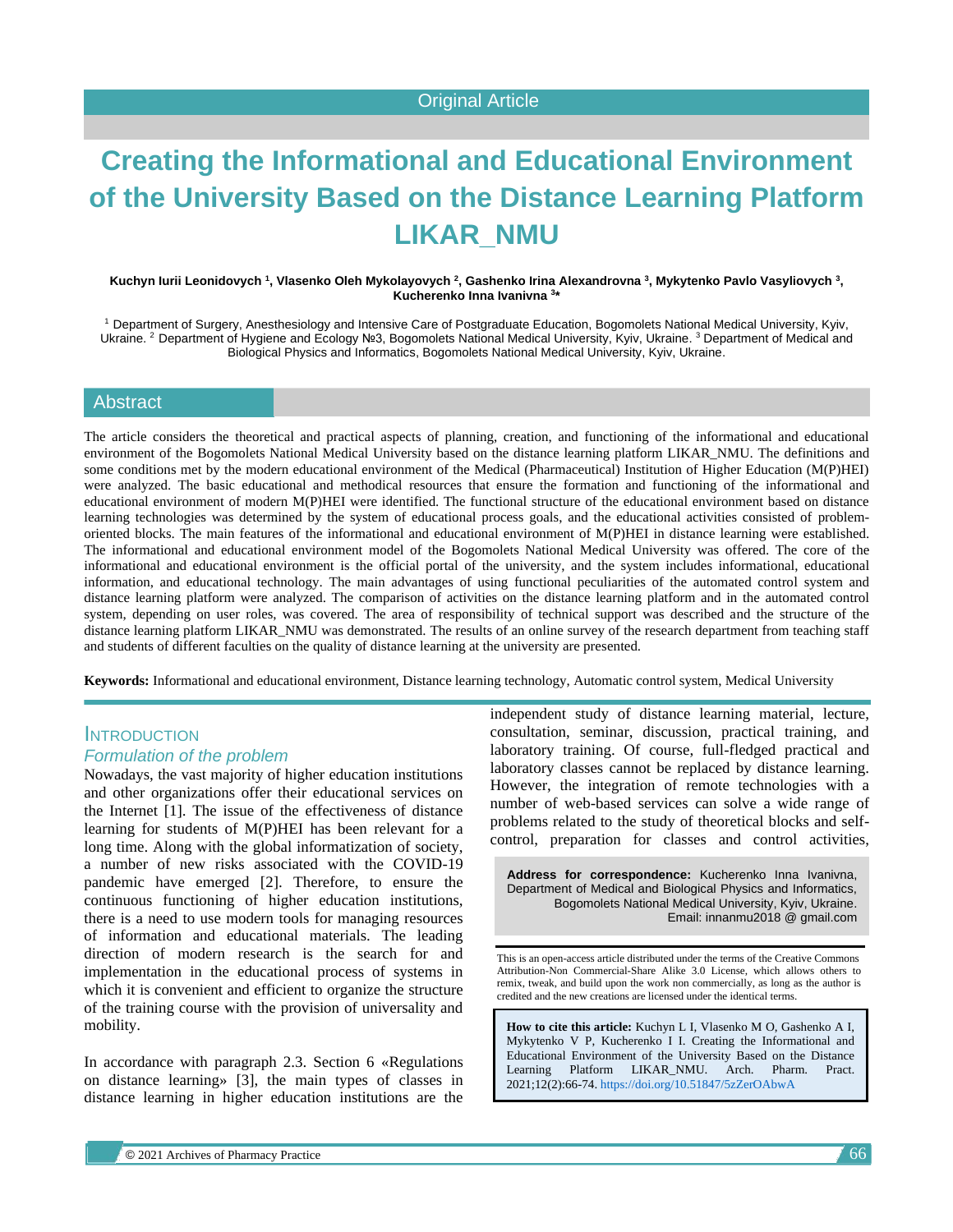Original Article

# Creating the Informational and Educational Environment of the University Based on the Distance Learning Platform LIKAR_NMU

**Kuchyn Iurii Leonidovych [1], Vlasenko Oleh Mykolayovych [2], Gashenko Irina Alexandrovna [3], Mykytenko Pavlo Vasyliovych [3], Kucherenko Inna Ivanivna [3]***

[1] Department of Surgery, Anesthesiology and Intensive Care of Postgraduate Education, Bogomolets National Medical University, Kyiv, Ukraine. [2] Department of Hygiene and Ecology №3, Bogomolets National Medical University, Kyiv, Ukraine. [3] Department of Medical and Biological Physics and Informatics, Bogomolets National Medical University, Kyiv, Ukraine.

## Abstract

The article considers the theoretical and practical aspects of planning, creation, and functioning of the informational and educational environment of the Bogomolets National Medical University based on the distance learning platform LIKAR_NMU. The definitions and some conditions met by the modern educational environment of the Medical (Pharmaceutical) Institution of Higher Education (M(P)HEI) were analyzed. The basic educational and methodical resources that ensure the formation and functioning of the informational and educational environment of modern M(P)HEI were identified. The functional structure of the educational environment based on distance learning technologies was determined by the system of educational process goals, and the educational activities consisted of problem-oriented blocks. The main features of the informational and educational environment of M(P)HEI in distance learning were established. The informational and educational environment model of the Bogomolets National Medical University was offered. The core of the informational and educational environment is the official portal of the university, and the system includes informational, educational information, and educational technology. The main advantages of using functional peculiarities of the automated control system and distance learning platform were analyzed. The comparison of activities on the distance learning platform and in the automated control system, depending on user roles, was covered. The area of responsibility of technical support was described and the structure of the distance learning platform LIKAR_NMU was demonstrated. The results of an online survey of the research department from teaching staff and students of different faculties on the quality of distance learning at the university are presented.

**Keywords:** Informational and educational environment, Distance learning technology, Automatic control system, Medical University

## INTRODUCTION

### *Formulation of the problem*

Nowadays, the vast majority of higher education institutions and other organizations offer their educational services on the Internet [1]. The issue of the effectiveness of distance learning for students of M(P)HEI has been relevant for a long time. Along with the global informatization of society, a number of new risks associated with the COVID-19 pandemic have emerged [2]. Therefore, to ensure the continuous functioning of higher education institutions, there is a need to use modern tools for managing resources of information and educational materials. The leading direction of modern research is the search for and implementation in the educational process of systems in which it is convenient and efficient to organize the structure of the training course with the provision of universality and mobility.

In accordance with paragraph 2.3. Section 6 «Regulations on distance learning» [3], the main types of classes in distance learning in higher education institutions are the independent study of distance learning material, lecture, consultation, seminar, discussion, practical training, and laboratory training. Of course, full-fledged practical and laboratory classes cannot be replaced by distance learning. However, the integration of remote technologies with a number of web-based services can solve a wide range of problems related to the study of theoretical blocks and self-control, preparation for classes and control activities,

**Address for correspondence:** Kucherenko Inna Ivanivna, Department of Medical and Biological Physics and Informatics, Bogomolets National Medical University, Kyiv, Ukraine. Email: innanmu2018 @ gmail.com

This is an open-access article distributed under the terms of the Creative Commons Attribution-Non Commercial-Share Alike 3.0 License, which allows others to remix, tweak, and build upon the work non commercially, as long as the author is credited and the new creations are licensed under the identical terms.

**How to cite this article:** Kuchyn L I, Vlasenko M O, Gashenko A I, Mykytenko V P, Kucherenko I I. Creating the Informational and Educational Environment of the University Based on the Distance Learning Platform LIKAR_NMU. Arch. Pharm. Pract. 2021;12(2):66-74. https://doi.org/10.51847/5zZerOAbwA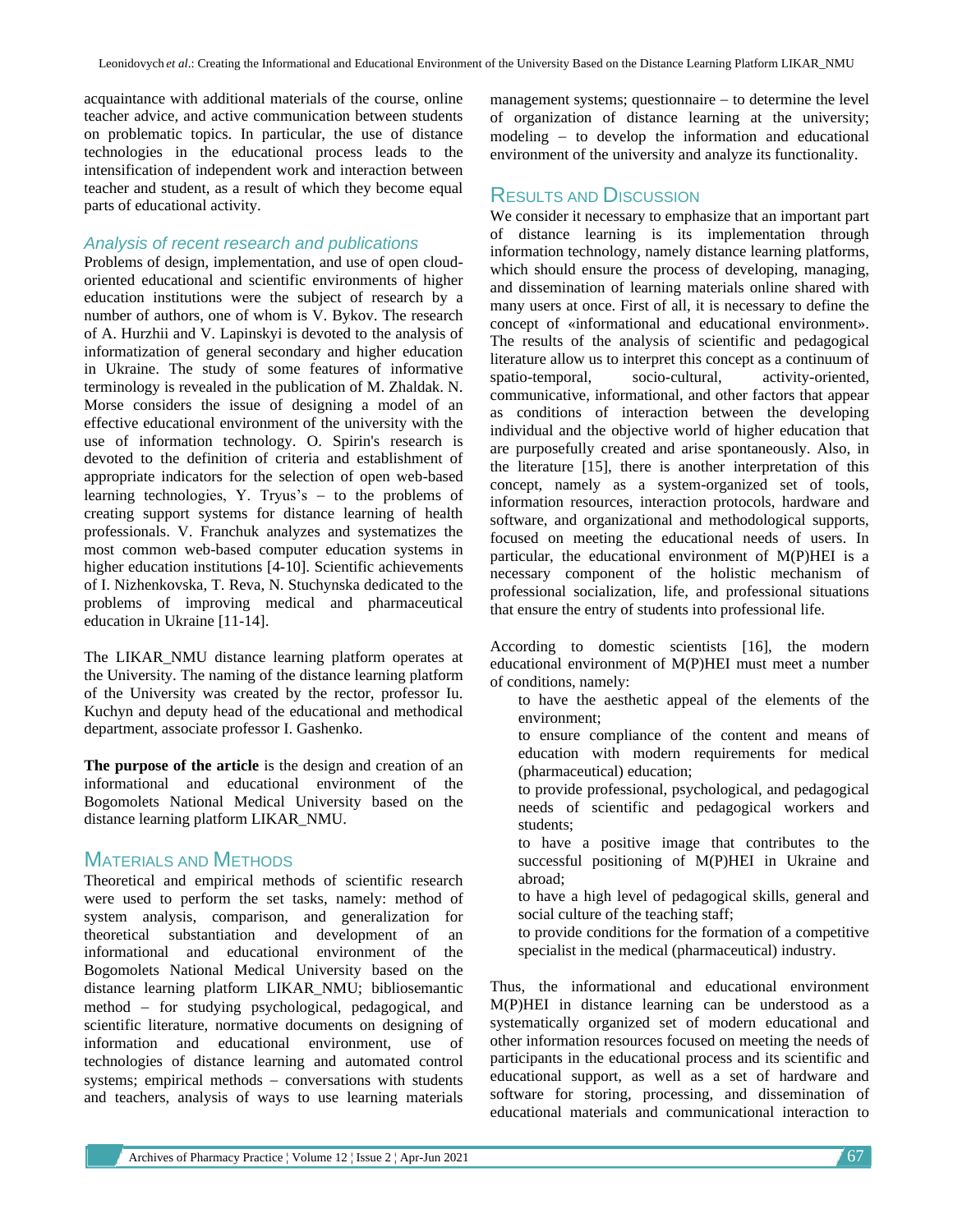acquaintance with additional materials of the course, online teacher advice, and active communication between students on problematic topics. In particular, the use of distance technologies in the educational process leads to the intensification of independent work and interaction between teacher and student, as a result of which they become equal parts of educational activity.

### *Analysis of recent research and publications*

Problems of design, implementation, and use of open cloud-oriented educational and scientific environments of higher education institutions were the subject of research by a number of authors, one of whom is V. Bykov. The research of A. Hurzhii and V. Lapinskyi is devoted to the analysis of informatization of general secondary and higher education in Ukraine. The study of some features of informative terminology is revealed in the publication of M. Zhaldak. N. Morse considers the issue of designing a model of an effective educational environment of the university with the use of information technology. O. Spirin's research is devoted to the definition of criteria and establishment of appropriate indicators for the selection of open web-based learning technologies, Y. Tryus's – to the problems of creating support systems for distance learning of health professionals. V. Franchuk analyzes and systematizes the most common web-based computer education systems in higher education institutions [4-10]. Scientific achievements of I. Nizhenkovska, T. Reva, N. Stuchynska dedicated to the problems of improving medical and pharmaceutical education in Ukraine [11-14].

The LIKAR_NMU distance learning platform operates at the University. The naming of the distance learning platform of the University was created by the rector, professor Iu. Kuchyn and deputy head of the educational and methodical department, associate professor I. Gashenko.

**The purpose of the article** is the design and creation of an informational and educational environment of the Bogomolets National Medical University based on the distance learning platform LIKAR_NMU.

## Materials and Methods

Theoretical and empirical methods of scientific research were used to perform the set tasks, namely: method of system analysis, comparison, and generalization for theoretical substantiation and development of an informational and educational environment of the Bogomolets National Medical University based on the distance learning platform LIKAR_NMU; bibliosemantic method – for studying psychological, pedagogical, and scientific literature, normative documents on designing of information and educational environment, use of technologies of distance learning and automated control systems; empirical methods – conversations with students and teachers, analysis of ways to use learning materials management systems; questionnaire – to determine the level of organization of distance learning at the university; modeling – to develop the information and educational environment of the university and analyze its functionality.

## Results and Discussion

We consider it necessary to emphasize that an important part of distance learning is its implementation through information technology, namely distance learning platforms, which should ensure the process of developing, managing, and dissemination of learning materials online shared with many users at once. First of all, it is necessary to define the concept of «informational and educational environment». The results of the analysis of scientific and pedagogical literature allow us to interpret this concept as a continuum of spatio-temporal, socio-cultural, activity-oriented, communicative, informational, and other factors that appear as conditions of interaction between the developing individual and the objective world of higher education that are purposefully created and arise spontaneously. Also, in the literature [15], there is another interpretation of this concept, namely as a system-organized set of tools, information resources, interaction protocols, hardware and software, and organizational and methodological supports, focused on meeting the educational needs of users. In particular, the educational environment of M(P)HEI is a necessary component of the holistic mechanism of professional socialization, life, and professional situations that ensure the entry of students into professional life.

According to domestic scientists [16], the modern educational environment of M(P)HEI must meet a number of conditions, namely:

- to have the aesthetic appeal of the elements of the environment;
- to ensure compliance of the content and means of education with modern requirements for medical (pharmaceutical) education;
- to provide professional, psychological, and pedagogical needs of scientific and pedagogical workers and students;
- to have a positive image that contributes to the successful positioning of M(P)HEI in Ukraine and abroad;
- to have a high level of pedagogical skills, general and social culture of the teaching staff;
- to provide conditions for the formation of a competitive specialist in the medical (pharmaceutical) industry.

Thus, the informational and educational environment M(P)HEI in distance learning can be understood as a systematically organized set of modern educational and other information resources focused on meeting the needs of participants in the educational process and its scientific and educational support, as well as a set of hardware and software for storing, processing, and dissemination of educational materials and communicational interaction to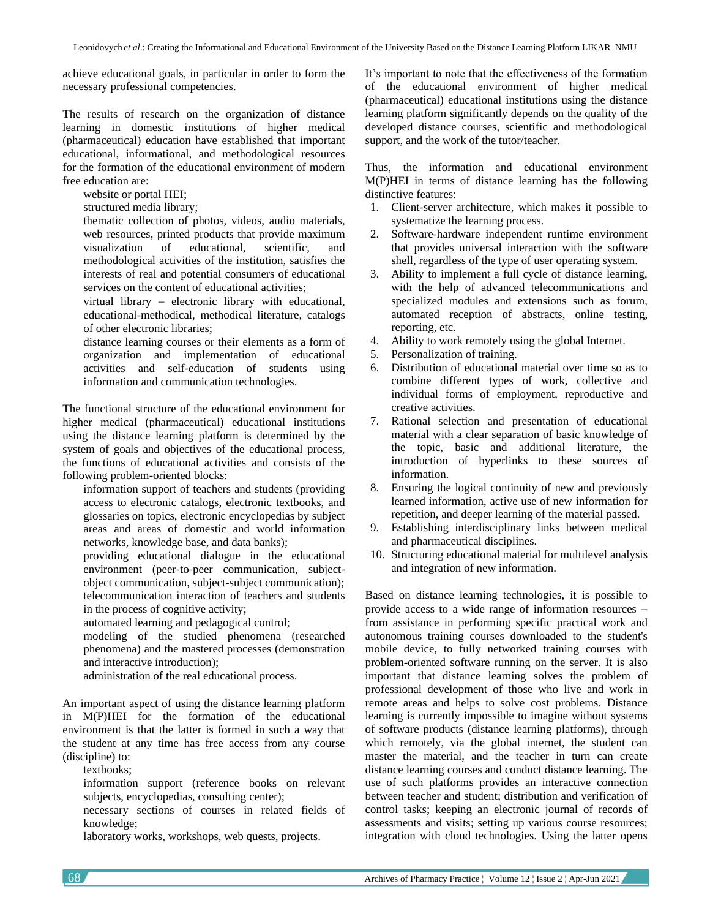achieve educational goals, in particular in order to form the necessary professional competencies.

The results of research on the organization of distance learning in domestic institutions of higher medical (pharmaceutical) education have established that important educational, informational, and methodological resources for the formation of the educational environment of modern free education are:

- website or portal HEI;
- structured media library;
- thematic collection of photos, videos, audio materials, web resources, printed products that provide maximum visualization of educational, scientific, and methodological activities of the institution, satisfies the interests of real and potential consumers of educational services on the content of educational activities;
- virtual library – electronic library with educational, educational-methodical, methodical literature, catalogs of other electronic libraries;
- distance learning courses or their elements as a form of organization and implementation of educational activities and self-education of students using information and communication technologies.

The functional structure of the educational environment for higher medical (pharmaceutical) educational institutions using the distance learning platform is determined by the system of goals and objectives of the educational process, the functions of educational activities and consists of the following problem-oriented blocks:

- information support of teachers and students (providing access to electronic catalogs, electronic textbooks, and glossaries on topics, electronic encyclopedias by subject areas and areas of domestic and world information networks, knowledge base, and data banks);
- providing educational dialogue in the educational environment (peer-to-peer communication, subject-object communication, subject-subject communication);
- telecommunication interaction of teachers and students in the process of cognitive activity;
- automated learning and pedagogical control;
- modeling of the studied phenomena (researched phenomena) and the mastered processes (demonstration and interactive introduction);
- administration of the real educational process.

An important aspect of using the distance learning platform in M(P)HEI for the formation of the educational environment is that the latter is formed in such a way that the student at any time has free access from any course (discipline) to:

- textbooks;
- information support (reference books on relevant subjects, encyclopedias, consulting center);
- necessary sections of courses in related fields of knowledge;
- laboratory works, workshops, web quests, projects.

It’s important to note that the effectiveness of the formation of the educational environment of higher medical (pharmaceutical) educational institutions using the distance learning platform significantly depends on the quality of the developed distance courses, scientific and methodological support, and the work of the tutor/teacher.

Thus, the information and educational environment M(P)HEI in terms of distance learning has the following distinctive features:

1. Client-server architecture, which makes it possible to systematize the learning process.
2. Software-hardware independent runtime environment that provides universal interaction with the software shell, regardless of the type of user operating system.
3. Ability to implement a full cycle of distance learning, with the help of advanced telecommunications and specialized modules and extensions such as forum, automated reception of abstracts, online testing, reporting, etc.
4. Ability to work remotely using the global Internet.
5. Personalization of training.
6. Distribution of educational material over time so as to combine different types of work, collective and individual forms of employment, reproductive and creative activities.
7. Rational selection and presentation of educational material with a clear separation of basic knowledge of the topic, basic and additional literature, the introduction of hyperlinks to these sources of information.
8. Ensuring the logical continuity of new and previously learned information, active use of new information for repetition, and deeper learning of the material passed.
9. Establishing interdisciplinary links between medical and pharmaceutical disciplines.
10. Structuring educational material for multilevel analysis and integration of new information.

Based on distance learning technologies, it is possible to provide access to a wide range of information resources – from assistance in performing specific practical work and autonomous training courses downloaded to the student's mobile device, to fully networked training courses with problem-oriented software running on the server. It is also important that distance learning solves the problem of professional development of those who live and work in remote areas and helps to solve cost problems. Distance learning is currently impossible to imagine without systems of software products (distance learning platforms), through which remotely, via the global internet, the student can master the material, and the teacher in turn can create distance learning courses and conduct distance learning. The use of such platforms provides an interactive connection between teacher and student; distribution and verification of control tasks; keeping an electronic journal of records of assessments and visits; setting up various course resources; integration with cloud technologies. Using the latter opens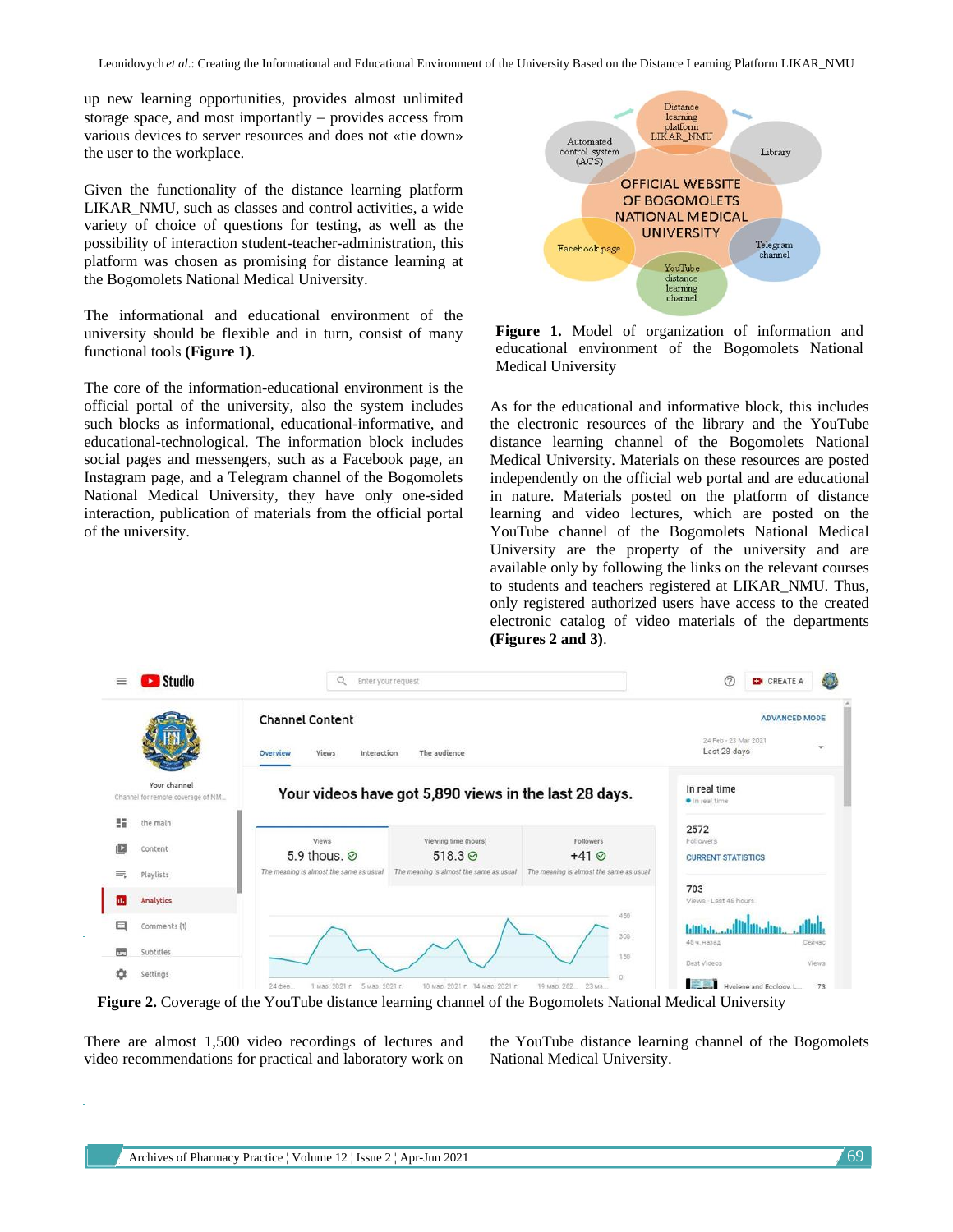up new learning opportunities, provides almost unlimited storage space, and most importantly – provides access from various devices to server resources and does not «tie down» the user to the workplace.

Given the functionality of the distance learning platform LIKAR_NMU, such as classes and control activities, a wide variety of choice of questions for testing, as well as the possibility of interaction student-teacher-administration, this platform was chosen as promising for distance learning at the Bogomolets National Medical University.

The informational and educational environment of the university should be flexible and in turn, consist of many functional tools **(Figure 1)**.

The core of the information-educational environment is the official portal of the university, also the system includes such blocks as informational, educational-informative, and educational-technological. The information block includes social pages and messengers, such as a Facebook page, an Instagram page, and a Telegram channel of the Bogomolets National Medical University, they have only one-sided interaction, publication of materials from the official portal of the university.

Distance learning platform LIKAR_NMU

Automated control system (ACS)

Library

OFFICIAL WEBSITE OF BOGOMOLETS NATIONAL MEDICAL UNIVERSITY

Facebook page

Telegram channel

YouTube distance learning channel

**Figure 1.** Model of organization of information and educational environment of the Bogomolets National Medical University

As for the educational and informative block, this includes the electronic resources of the library and the YouTube distance learning channel of the Bogomolets National Medical University. Materials on these resources are posted independently on the official web portal and are educational in nature. Materials posted on the platform of distance learning and video lectures, which are posted on the YouTube channel of the Bogomolets National Medical University are the property of the university and are available only by following the links on the relevant courses to students and teachers registered at LIKAR_NMU. Thus, only registered authorized users have access to the created electronic catalog of video materials of the departments **(Figures 2 and 3)**.

**Figure 2.** Coverage of the YouTube distance learning channel of the Bogomolets National Medical University

There are almost 1,500 video recordings of lectures and video recommendations for practical and laboratory work on the YouTube distance learning channel of the Bogomolets National Medical University.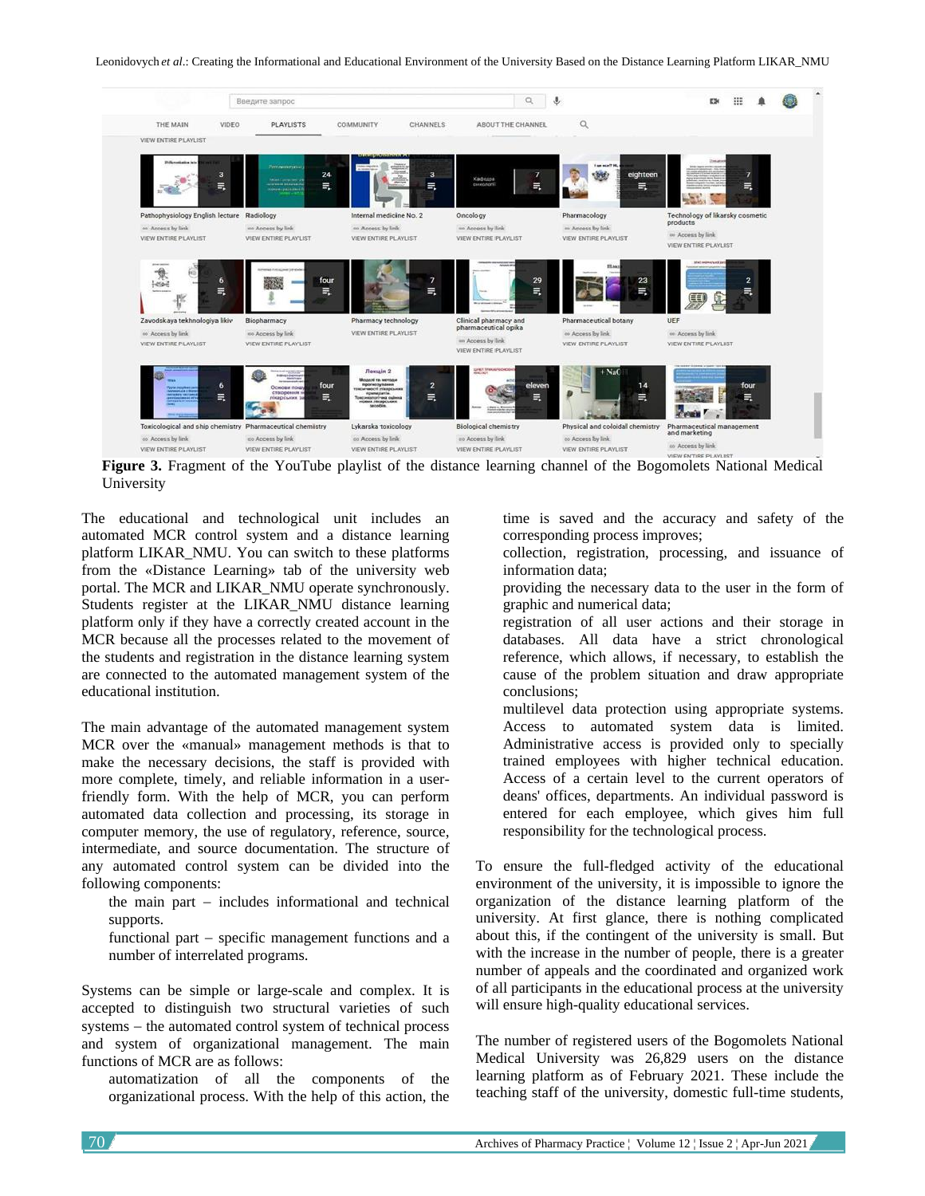**Figure 3.** Fragment of the YouTube playlist of the distance learning channel of the Bogomolets National Medical University

The educational and technological unit includes an automated MCR control system and a distance learning platform LIKAR_NMU. You can switch to these platforms from the «Distance Learning» tab of the university web portal. The MCR and LIKAR_NMU operate synchronously. Students register at the LIKAR_NMU distance learning platform only if they have a correctly created account in the MCR because all the processes related to the movement of the students and registration in the distance learning system are connected to the automated management system of the educational institution.

The main advantage of the automated management system MCR over the «manual» management methods is that to make the necessary decisions, the staff is provided with more complete, timely, and reliable information in a user-friendly form. With the help of MCR, you can perform automated data collection and processing, its storage in computer memory, the use of regulatory, reference, source, intermediate, and source documentation. The structure of any automated control system can be divided into the following components:

- the main part – includes informational and technical supports.
- functional part – specific management functions and a number of interrelated programs.

Systems can be simple or large-scale and complex. It is accepted to distinguish two structural varieties of such systems – the automated control system of technical process and system of organizational management. The main functions of MCR are as follows:

- automatization of all the components of the organizational process. With the help of this action, the time is saved and the accuracy and safety of the corresponding process improves;
- collection, registration, processing, and issuance of information data;
- providing the necessary data to the user in the form of graphic and numerical data;
- registration of all user actions and their storage in databases. All data have a strict chronological reference, which allows, if necessary, to establish the cause of the problem situation and draw appropriate conclusions;
- multilevel data protection using appropriate systems. Access to automated system data is limited. Administrative access is provided only to specially trained employees with higher technical education. Access of a certain level to the current operators of deans' offices, departments. An individual password is entered for each employee, which gives him full responsibility for the technological process.

To ensure the full-fledged activity of the educational environment of the university, it is impossible to ignore the organization of the distance learning platform of the university. At first glance, there is nothing complicated about this, if the contingent of the university is small. But with the increase in the number of people, there is a greater number of appeals and the coordinated and organized work of all participants in the educational process at the university will ensure high-quality educational services.

The number of registered users of the Bogomolets National Medical University was 26,829 users on the distance learning platform as of February 2021. These include the teaching staff of the university, domestic full-time students,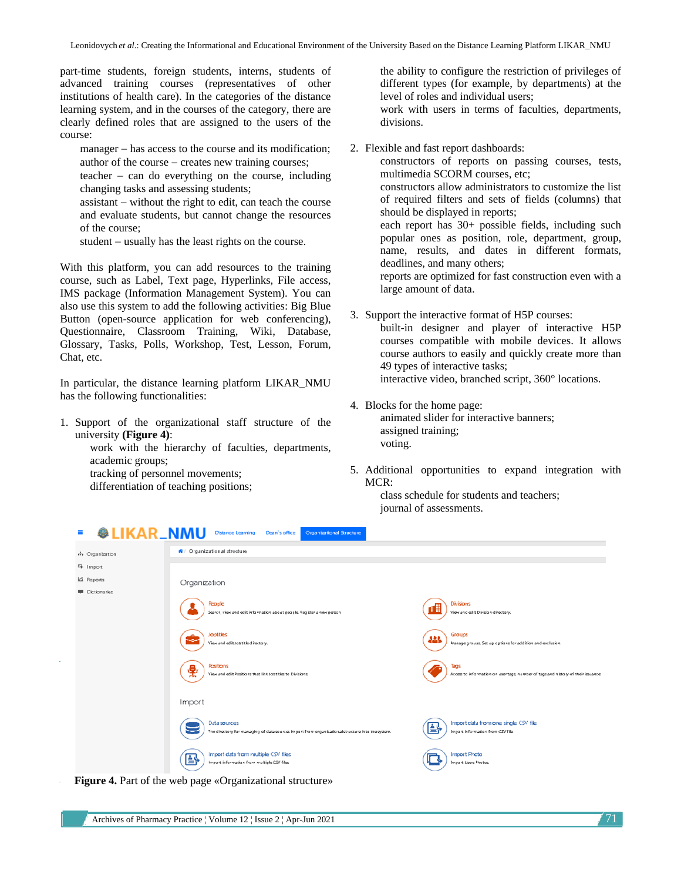part-time students, foreign students, interns, students of advanced training courses (representatives of other institutions of health care). In the categories of the distance learning system, and in the courses of the category, there are clearly defined roles that are assigned to the users of the course:

- manager – has access to the course and its modification;
- author of the course – creates new training courses;
- teacher – can do everything on the course, including changing tasks and assessing students;
- assistant – without the right to edit, can teach the course and evaluate students, but cannot change the resources of the course;
- student – usually has the least rights on the course.

With this platform, you can add resources to the training course, such as Label, Text page, Hyperlinks, File access, IMS package (Information Management System). You can also use this system to add the following activities: Big Blue Button (open-source application for web conferencing), Questionnaire, Classroom Training, Wiki, Database, Glossary, Tasks, Polls, Workshop, Test, Lesson, Forum, Chat, etc.

In particular, the distance learning platform LIKAR_NMU has the following functionalities:

1. Support of the organizational staff structure of the university **(Figure 4)**:
   - work with the hierarchy of faculties, departments, academic groups;
   - tracking of personnel movements;
   - differentiation of teaching positions;
   - the ability to configure the restriction of privileges of different types (for example, by departments) at the level of roles and individual users;
   - work with users in terms of faculties, departments, divisions.

2. Flexible and fast report dashboards:
   - constructors of reports on passing courses, tests, multimedia SCORM courses, etc;
   - constructors allow administrators to customize the list of required filters and sets of fields (columns) that should be displayed in reports;
   - each report has 30+ possible fields, including such popular ones as position, role, department, group, name, results, and dates in different formats, deadlines, and many others;
   - reports are optimized for fast construction even with a large amount of data.

3. Support the interactive format of H5P courses:
   - built-in designer and player of interactive H5P courses compatible with mobile devices. It allows course authors to easily and quickly create more than 49 types of interactive tasks;
   - interactive video, branched script, 360° locations.

4. Blocks for the home page:
   - animated slider for interactive banners;
   - assigned training;
   - voting.

5. Additional opportunities to expand integration with MCR:
   - class schedule for students and teachers;
   - journal of assessments.

**Figure 4.** Part of the web page «Organizational structure»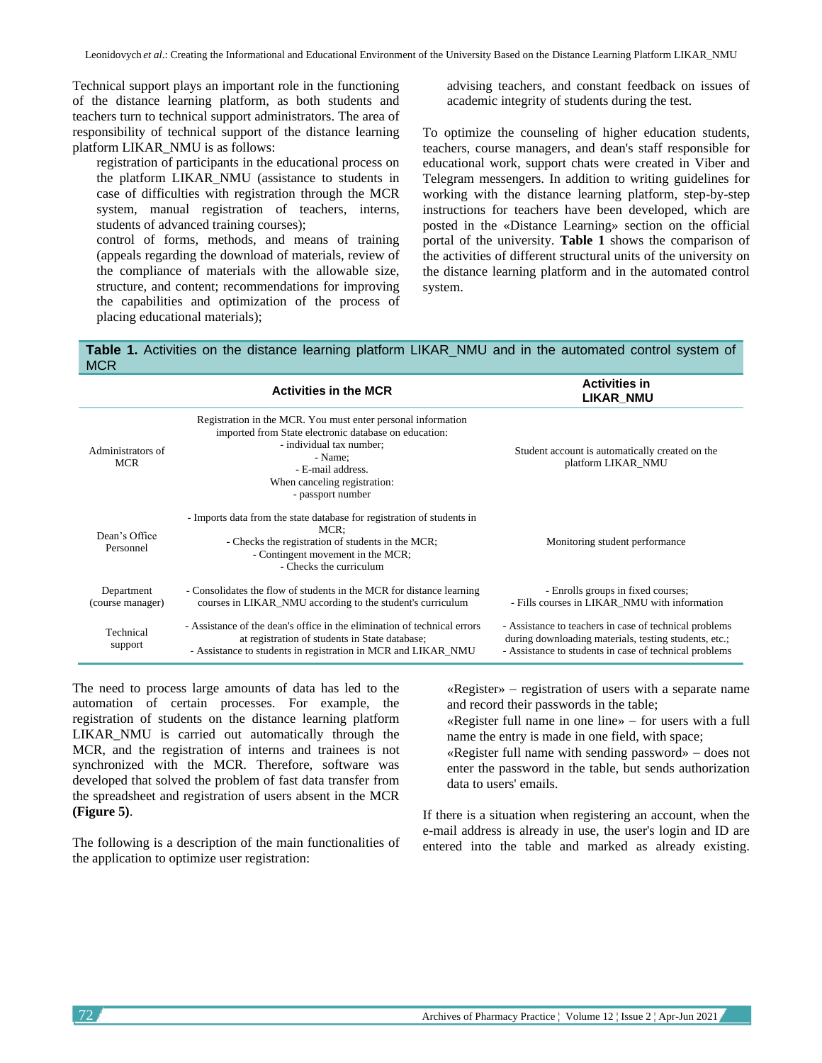Technical support plays an important role in the functioning of the distance learning platform, as both students and teachers turn to technical support administrators. The area of responsibility of technical support of the distance learning platform LIKAR_NMU is as follows:

registration of participants in the educational process on the platform LIKAR_NMU (assistance to students in case of difficulties with registration through the MCR system, manual registration of teachers, interns, students of advanced training courses);

control of forms, methods, and means of training (appeals regarding the download of materials, review of the compliance of materials with the allowable size, structure, and content; recommendations for improving the capabilities and optimization of the process of placing educational materials);

advising teachers, and constant feedback on issues of academic integrity of students during the test.

To optimize the counseling of higher education students, teachers, course managers, and dean's staff responsible for educational work, support chats were created in Viber and Telegram messengers. In addition to writing guidelines for working with the distance learning platform, step-by-step instructions for teachers have been developed, which are posted in the «Distance Learning» section on the official portal of the university. **Table 1** shows the comparison of the activities of different structural units of the university on the distance learning platform and in the automated control system.

**Table 1.** Activities on the distance learning platform LIKAR_NMU and in the automated control system of MCR

| | Activities in the MCR | Activities in LIKAR_NMU |
|---|---|---|
| Administrators of MCR | Registration in the MCR. You must enter personal information imported from State electronic database on education:<br>- individual tax number;<br>- Name;<br>- E-mail address.<br>When canceling registration:<br>- passport number | Student account is automatically created on the platform LIKAR_NMU |
| Dean's Office Personnel | - Imports data from the state database for registration of students in MCR;<br>- Checks the registration of students in the MCR;<br>- Contingent movement in the MCR;<br>- Checks the curriculum | Monitoring student performance |
| Department (course manager) | - Consolidates the flow of students in the MCR for distance learning courses in LIKAR_NMU according to the student's curriculum | - Enrolls groups in fixed courses;<br>- Fills courses in LIKAR_NMU with information |
| Technical support | - Assistance of the dean's office in the elimination of technical errors at registration of students in State database;<br>- Assistance to students in registration in MCR and LIKAR_NMU | - Assistance to teachers in case of technical problems during downloading materials, testing students, etc.;<br>- Assistance to students in case of technical problems |

The need to process large amounts of data has led to the automation of certain processes. For example, the registration of students on the distance learning platform LIKAR_NMU is carried out automatically through the MCR, and the registration of interns and trainees is not synchronized with the MCR. Therefore, software was developed that solved the problem of fast data transfer from the spreadsheet and registration of users absent in the MCR **(Figure 5)**.

The following is a description of the main functionalities of the application to optimize user registration:

«Register» – registration of users with a separate name and record their passwords in the table;

«Register full name in one line» – for users with a full name the entry is made in one field, with space;

«Register full name with sending password» – does not enter the password in the table, but sends authorization data to users' emails.

If there is a situation when registering an account, when the e-mail address is already in use, the user's login and ID are entered into the table and marked as already existing.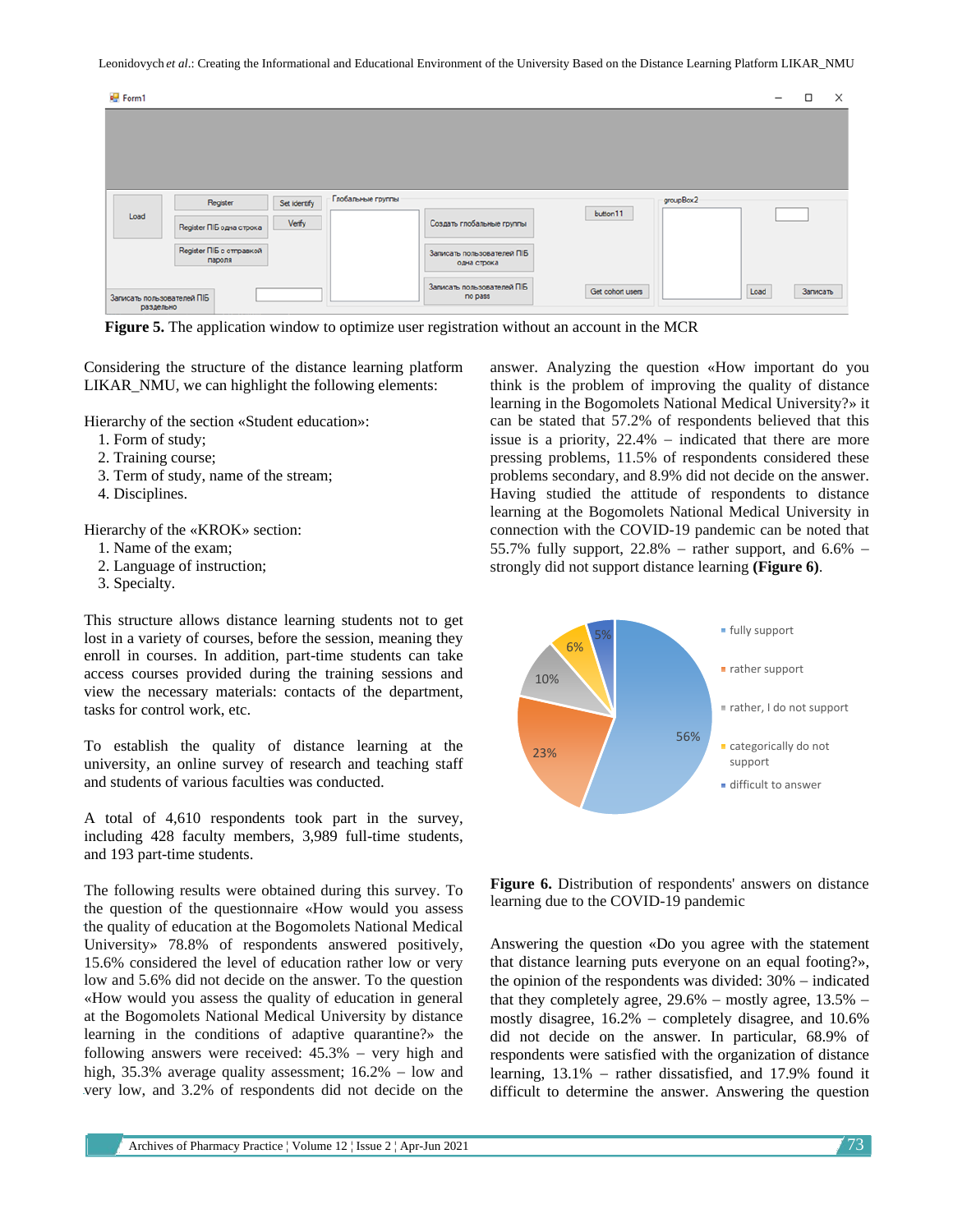**Figure 5.** The application window to optimize user registration without an account in the MCR

Considering the structure of the distance learning platform LIKAR_NMU, we can highlight the following elements:

Hierarchy of the section «Student education»:

1. Form of study;
2. Training course;
3. Term of study, name of the stream;
4. Disciplines.

Hierarchy of the «KROK» section:

1. Name of the exam;
2. Language of instruction;
3. Specialty.

This structure allows distance learning students not to get lost in a variety of courses, before the session, meaning they enroll in courses. In addition, part-time students can take access courses provided during the training sessions and view the necessary materials: contacts of the department, tasks for control work, etc.

To establish the quality of distance learning at the university, an online survey of research and teaching staff and students of various faculties was conducted.

A total of 4,610 respondents took part in the survey, including 428 faculty members, 3,989 full-time students, and 193 part-time students.

The following results were obtained during this survey. To the question of the questionnaire «How would you assess the quality of education at the Bogomolets National Medical University» 78.8% of respondents answered positively, 15.6% considered the level of education rather low or very low and 5.6% did not decide on the answer. To the question «How would you assess the quality of education in general at the Bogomolets National Medical University by distance learning in the conditions of adaptive quarantine?» the following answers were received: 45.3% – very high and high, 35.3% average quality assessment; 16.2% – low and very low, and 3.2% of respondents did not decide on the answer. Analyzing the question «How important do you think is the problem of improving the quality of distance learning in the Bogomolets National Medical University?» it can be stated that 57.2% of respondents believed that this issue is a priority, 22.4% – indicated that there are more pressing problems, 11.5% of respondents considered these problems secondary, and 8.9% did not decide on the answer. Having studied the attitude of respondents to distance learning at the Bogomolets National Medical University in connection with the COVID-19 pandemic can be noted that 55.7% fully support, 22.8% – rather support, and 6.6% – strongly did not support distance learning **(Figure 6)**.

**Figure 6.** Distribution of respondents' answers on distance learning due to the COVID-19 pandemic

Answering the question «Do you agree with the statement that distance learning puts everyone on an equal footing?», the opinion of the respondents was divided: 30% – indicated that they completely agree, 29.6% – mostly agree, 13.5% – mostly disagree, 16.2% – completely disagree, and 10.6% did not decide on the answer. In particular, 68.9% of respondents were satisfied with the organization of distance learning, 13.1% – rather dissatisfied, and 17.9% found it difficult to determine the answer. Answering the question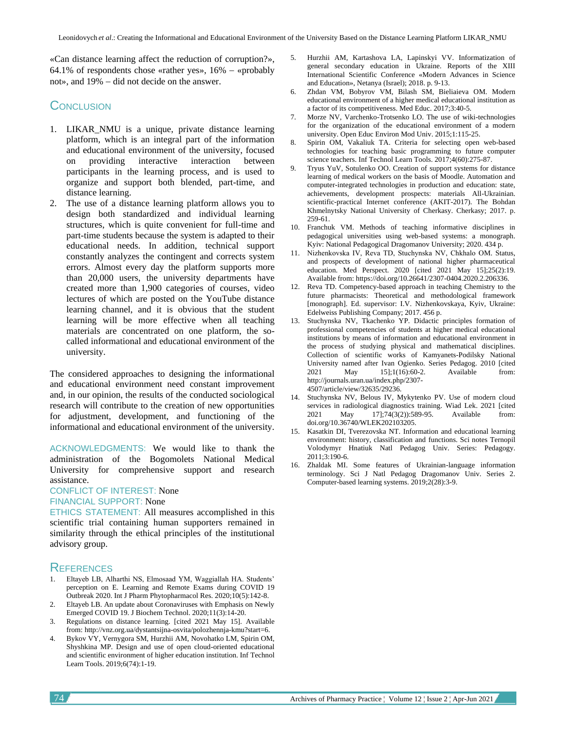«Can distance learning affect the reduction of corruption?», 64.1% of respondents chose «rather yes», 16% – «probably not», and 19% – did not decide on the answer.

## Conclusion

1. LIKAR_NMU is a unique, private distance learning platform, which is an integral part of the information and educational environment of the university, focused on providing interactive interaction between participants in the learning process, and is used to organize and support both blended, part-time, and distance learning.
2. The use of a distance learning platform allows you to design both standardized and individual learning structures, which is quite convenient for full-time and part-time students because the system is adapted to their educational needs. In addition, technical support constantly analyzes the contingent and corrects system errors. Almost every day the platform supports more than 20,000 users, the university departments have created more than 1,900 categories of courses, video lectures of which are posted on the YouTube distance learning channel, and it is obvious that the student learning will be more effective when all teaching materials are concentrated on one platform, the so-called informational and educational environment of the university.

The considered approaches to designing the informational and educational environment need constant improvement and, in our opinion, the results of the conducted sociological research will contribute to the creation of new opportunities for adjustment, development, and functioning of the informational and educational environment of the university.

ACKNOWLEDGMENTS: We would like to thank the administration of the Bogomolets National Medical University for comprehensive support and research assistance.

CONFLICT OF INTEREST: None

FINANCIAL SUPPORT: None

ETHICS STATEMENT: All measures accomplished in this scientific trial containing human supporters remained in similarity through the ethical principles of the institutional advisory group.

## References

1. Eltayeb LB, Alharthi NS, Elmosaad YM, Waggiallah HA. Students' perception on E. Learning and Remote Exams during COVID 19 Outbreak 2020. Int J Pharm Phytopharmacol Res. 2020;10(5):142-8.
2. Eltayeb LB. An update about Coronaviruses with Emphasis on Newly Emerged COVID 19. J Biochem Technol. 2020;11(3):14-20.
3. Regulations on distance learning. [cited 2021 May 15]. Available from: http://vnz.org.ua/dystantsijna-osvita/polozhennja-kmu?start=6.
4. Bykov VY, Vernygora SM, Hurzhii AM, Novohatko LM, Spirin OM, Shyshkina MP. Design and use of open cloud-oriented educational and scientific environment of higher education institution. Inf Technol Learn Tools. 2019;6(74):1-19.
5. Hurzhii AM, Kartashova LA, Lapinskyi VV. Informatization of general secondary education in Ukraine. Reports of the XIII International Scientific Conference «Modern Advances in Science and Education», Netanya (Israel); 2018. p. 9-13.
6. Zhdan VM, Bobyrov VM, Bilash SM, Bieliaieva OM. Modern educational environment of a higher medical educational institution as a factor of its competitiveness. Med Educ. 2017;3:40-5.
7. Morze NV, Varchenko-Trotsenko LO. The use of wiki-technologies for the organization of the educational environment of a modern university. Open Educ Environ Mod Univ. 2015;1:115-25.
8. Spirin OM, Vakaliuk TA. Criteria for selecting open web-based technologies for teaching basic programming to future computer science teachers. Inf Technol Learn Tools. 2017;4(60):275-87.
9. Tryus YuV, Sotulenko OO. Creation of support systems for distance learning of medical workers on the basis of Moodle. Automation and computer-integrated technologies in production and education: state, achievements, development prospects: materials All-Ukrainian. scientific-practical Internet conference (AKIT-2017). The Bohdan Khmelnytsky National University of Cherkasy. Cherkasy; 2017. p. 259-61.
10. Franchuk VM. Methods of teaching informative disciplines in pedagogical universities using web-based systems: a monograph. Kyiv: National Pedagogical Dragomanov University; 2020. 434 p.
11. Nizhenkovska IV, Reva TD, Stuchynska NV, Chkhalo OM. Status, and prospects of development of national higher pharmaceutical education. Med Perspect. 2020 [cited 2021 May 15];25(2):19. Available from: https://doi.org/10.26641/2307-0404.2020.2.206336.
12. Reva TD. Competency-based approach in teaching Chemistry to the future pharmacists: Theoretical and methodological framework [monograph]. Ed. supervisor: I.V. Nizhenkovskaya, Kyiv, Ukraine: Edelweiss Publishing Company; 2017. 456 p.
13. Stuchynska NV, Tkachenko YP. Didactic principles formation of professional competencies of students at higher medical educational institutions by means of information and educational environment in the process of studying physical and mathematical disciplines. Collection of scientific works of Kamyanets-Podilsky National University named after Ivan Ogienko. Series Pedagog. 2010 [cited 2021 May 15];1(16):60-2. Available from: http://journals.uran.ua/index.php/2307-4507/article/view/32635/29236.
14. Stuchynska NV, Belous IV, Mykytenko PV. Use of modern cloud services in radiological diagnostics training. Wiad Lek. 2021 [cited 2021 May 17];74(3(2)):589-95. Available from: doi.org/10.36740/WLEK202103205.
15. Kasatkin DI, Tverezovska NT. Information and educational learning environment: history, classification and functions. Sci notes Ternopil Volodymyr Hnatiuk Natl Pedagog Univ. Series: Pedagogy. 2011;3:190-6.
16. Zhaldak MI. Some features of Ukrainian-language information terminology. Sci J Natl Pedagog Dragomanov Univ. Series 2. Computer-based learning systems. 2019;2(28):3-9.